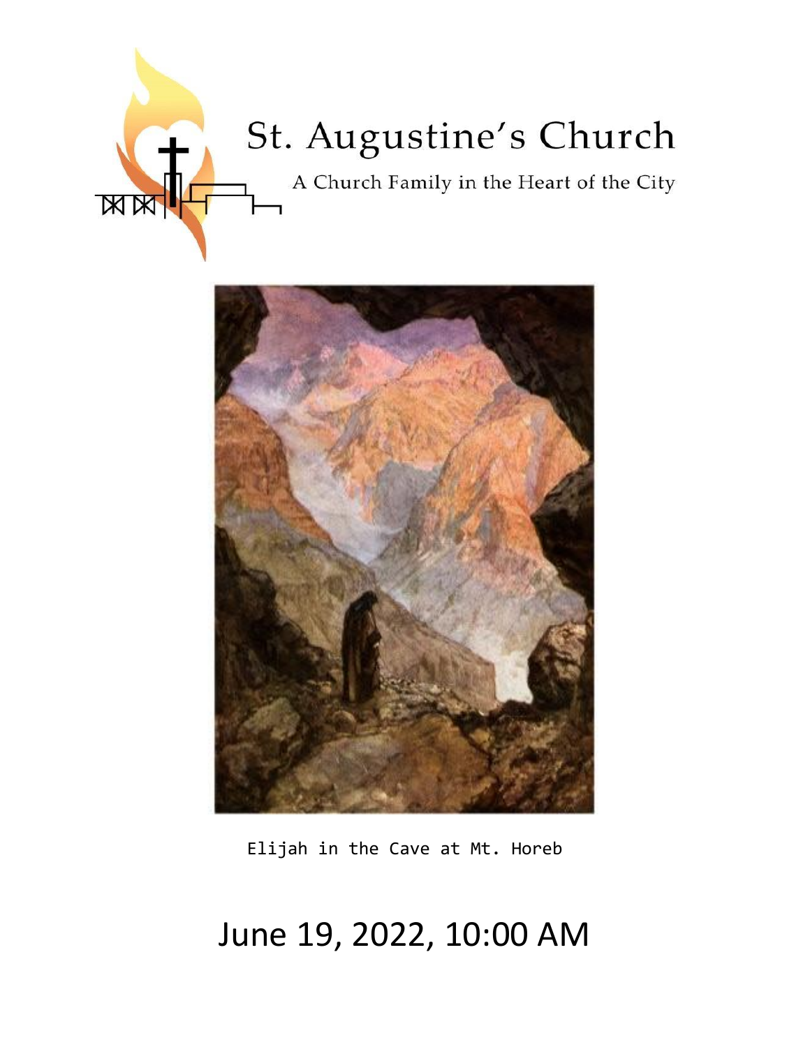# St. Augustine's Church

A Church Family in the Heart of the City

Elijah in the Cave at Mt. Horeb

## June 19, 2022, 10:00 AM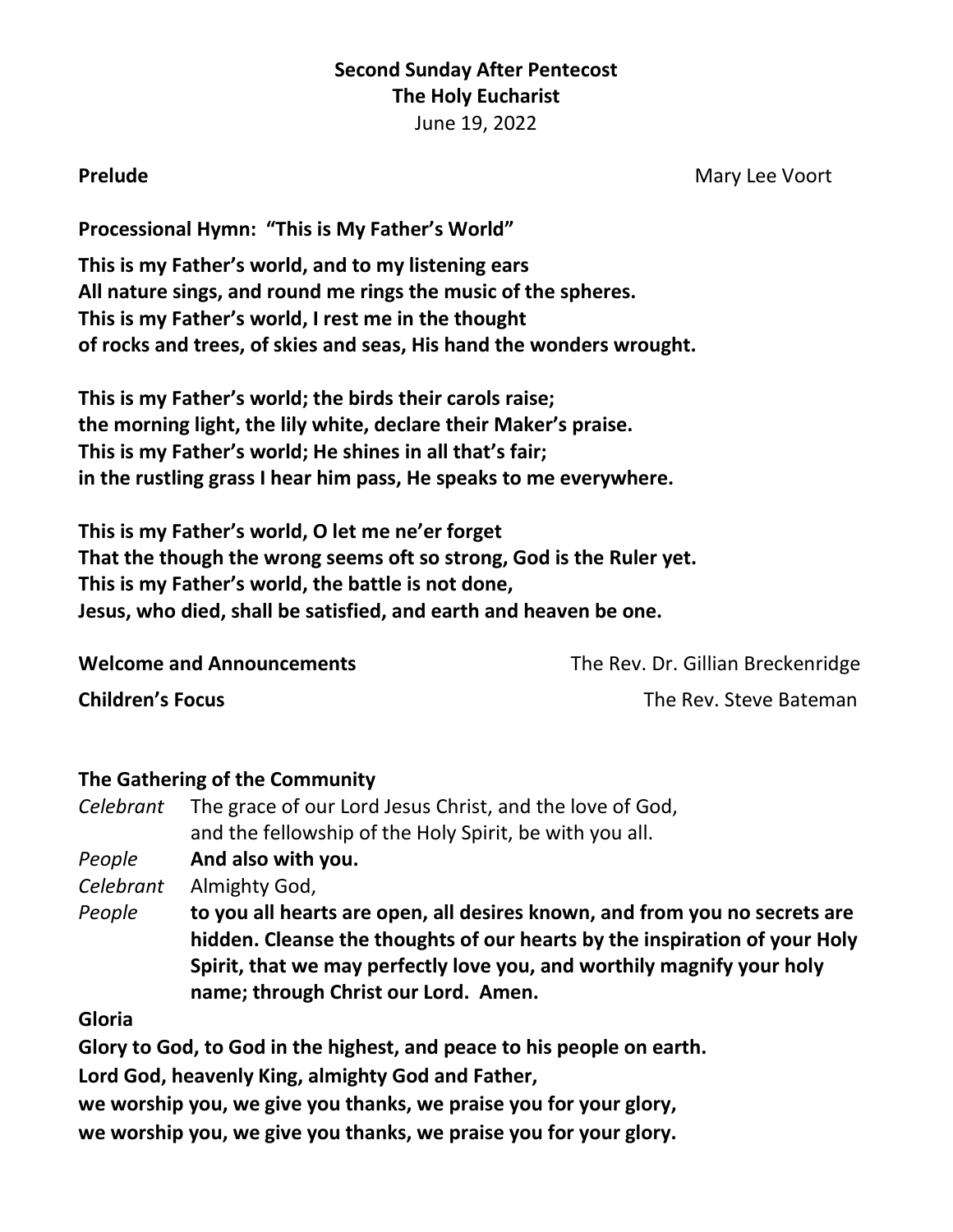**Second Sunday After Pentecost**
**The Holy Eucharist**
June 19, 2022

**Prelude** Mary Lee Voort

**Processional Hymn: "This is My Father's World"**

**This is my Father's world, and to my listening ears**
**All nature sings, and round me rings the music of the spheres.**
**This is my Father's world, I rest me in the thought**
**of rocks and trees, of skies and seas, His hand the wonders wrought.**

**This is my Father's world; the birds their carols raise;**
**the morning light, the lily white, declare their Maker's praise.**
**This is my Father's world; He shines in all that's fair;**
**in the rustling grass I hear him pass, He speaks to me everywhere.**

**This is my Father's world, O let me ne'er forget**
**That the though the wrong seems oft so strong, God is the Ruler yet.**
**This is my Father's world, the battle is not done,**
**Jesus, who died, shall be satisfied, and earth and heaven be one.**

**Welcome and Announcements** The Rev. Dr. Gillian Breckenridge

**Children's Focus** The Rev. Steve Bateman

**The Gathering of the Community**

*Celebrant* The grace of our Lord Jesus Christ, and the love of God, and the fellowship of the Holy Spirit, be with you all.

*People* **And also with you.**

*Celebrant* Almighty God,

*People* **to you all hearts are open, all desires known, and from you no secrets are hidden. Cleanse the thoughts of our hearts by the inspiration of your Holy Spirit, that we may perfectly love you, and worthily magnify your holy name; through Christ our Lord. Amen.**

**Gloria**

**Glory to God, to God in the highest, and peace to his people on earth.**
**Lord God, heavenly King, almighty God and Father,**
**we worship you, we give you thanks, we praise you for your glory,**
**we worship you, we give you thanks, we praise you for your glory.**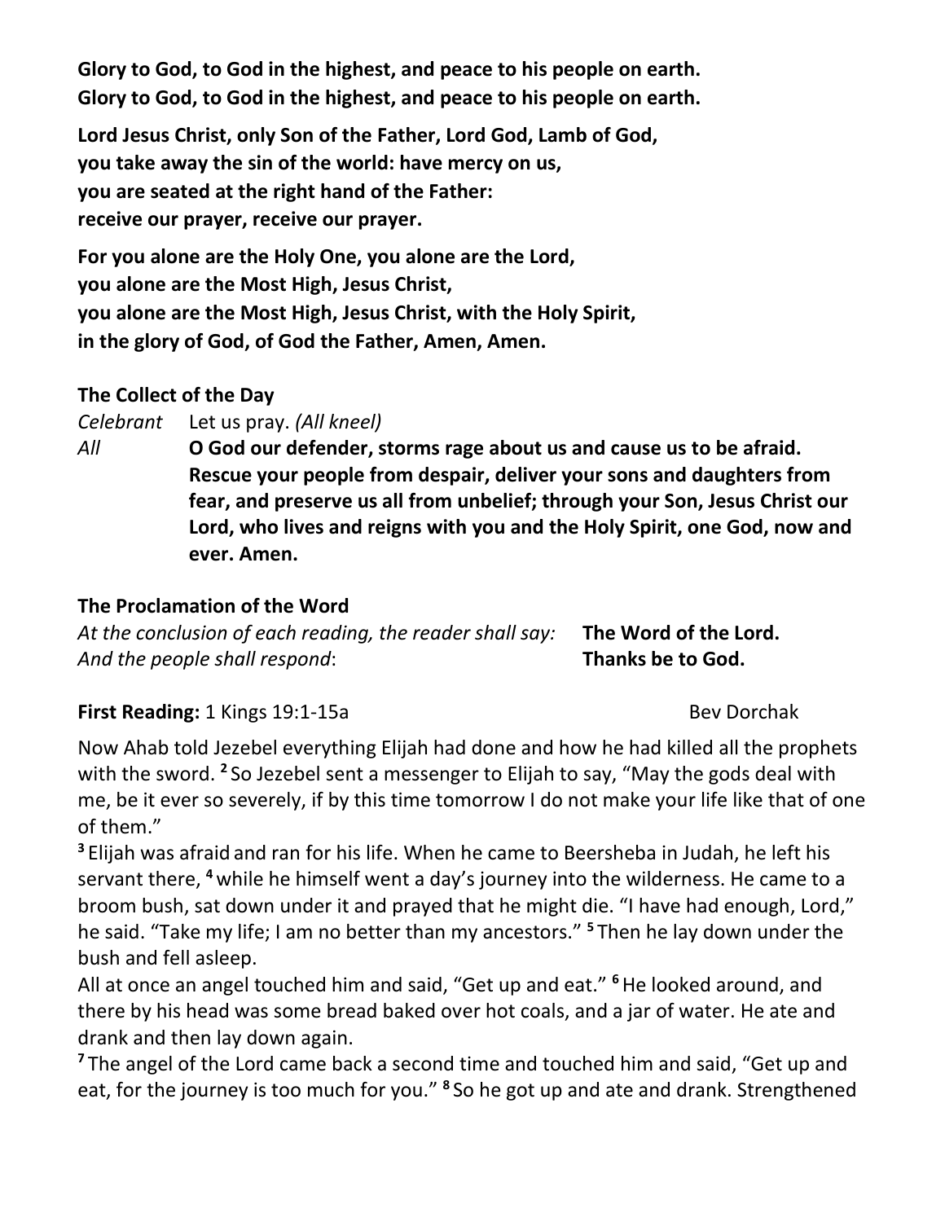**Glory to God, to God in the highest, and peace to his people on earth.**
**Glory to God, to God in the highest, and peace to his people on earth.**

**Lord Jesus Christ, only Son of the Father, Lord God, Lamb of God,**
**you take away the sin of the world: have mercy on us,**
**you are seated at the right hand of the Father:**
**receive our prayer, receive our prayer.**

**For you alone are the Holy One, you alone are the Lord,**
**you alone are the Most High, Jesus Christ,**
**you alone are the Most High, Jesus Christ, with the Holy Spirit,**
**in the glory of God, of God the Father, Amen, Amen.**

**The Collect of the Day**

*Celebrant* Let us pray. *(All kneel)*

*All* **O God our defender, storms rage about us and cause us to be afraid. Rescue your people from despair, deliver your sons and daughters from fear, and preserve us all from unbelief; through your Son, Jesus Christ our Lord, who lives and reigns with you and the Holy Spirit, one God, now and ever. Amen.**

**The Proclamation of the Word**

*At the conclusion of each reading, the reader shall say:* **The Word of the Lord.**
*And the people shall respond*: **Thanks be to God.**

**First Reading:** 1 Kings 19:1-15a — Bev Dorchak

Now Ahab told Jezebel everything Elijah had done and how he had killed all the prophets with the sword. **2** So Jezebel sent a messenger to Elijah to say, "May the gods deal with me, be it ever so severely, if by this time tomorrow I do not make your life like that of one of them."

**3** Elijah was afraid and ran for his life. When he came to Beersheba in Judah, he left his servant there, **4** while he himself went a day's journey into the wilderness. He came to a broom bush, sat down under it and prayed that he might die. "I have had enough, Lord," he said. "Take my life; I am no better than my ancestors." **5** Then he lay down under the bush and fell asleep.

All at once an angel touched him and said, "Get up and eat." **6** He looked around, and there by his head was some bread baked over hot coals, and a jar of water. He ate and drank and then lay down again.

**7** The angel of the Lord came back a second time and touched him and said, "Get up and eat, for the journey is too much for you." **8** So he got up and ate and drank. Strengthened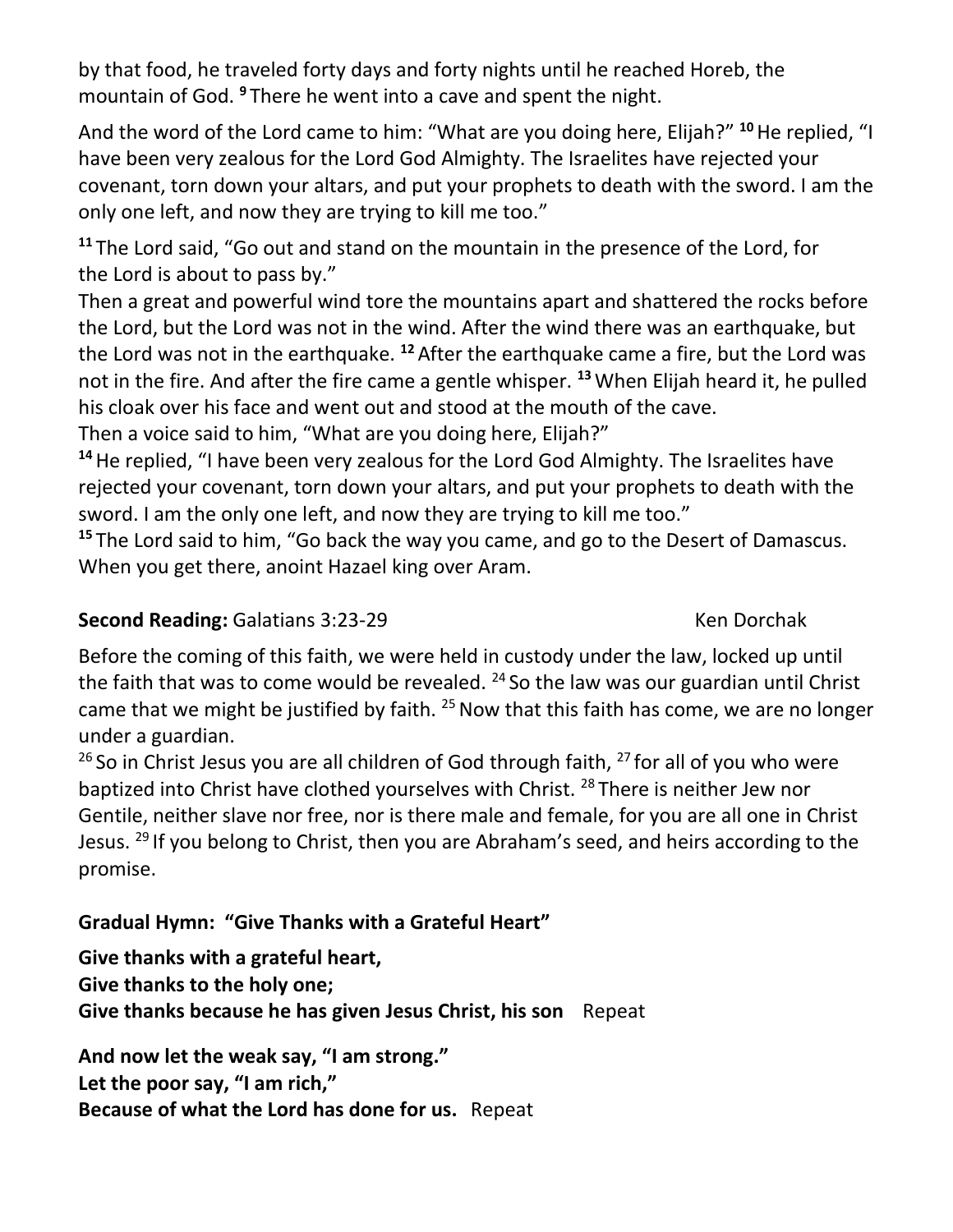by that food, he traveled forty days and forty nights until he reached Horeb, the mountain of God. [9] There he went into a cave and spent the night.

And the word of the Lord came to him: "What are you doing here, Elijah?" [10] He replied, "I have been very zealous for the Lord God Almighty. The Israelites have rejected your covenant, torn down your altars, and put your prophets to death with the sword. I am the only one left, and now they are trying to kill me too."

[11] The Lord said, "Go out and stand on the mountain in the presence of the Lord, for the Lord is about to pass by."
Then a great and powerful wind tore the mountains apart and shattered the rocks before the Lord, but the Lord was not in the wind. After the wind there was an earthquake, but the Lord was not in the earthquake. [12] After the earthquake came a fire, but the Lord was not in the fire. And after the fire came a gentle whisper. [13] When Elijah heard it, he pulled his cloak over his face and went out and stood at the mouth of the cave.
Then a voice said to him, "What are you doing here, Elijah?"
[14] He replied, "I have been very zealous for the Lord God Almighty. The Israelites have rejected your covenant, torn down your altars, and put your prophets to death with the sword. I am the only one left, and now they are trying to kill me too."
[15] The Lord said to him, "Go back the way you came, and go to the Desert of Damascus. When you get there, anoint Hazael king over Aram.

**Second Reading:** Galatians 3:23-29 Ken Dorchak

Before the coming of this faith, we were held in custody under the law, locked up until the faith that was to come would be revealed. [24] So the law was our guardian until Christ came that we might be justified by faith. [25] Now that this faith has come, we are no longer under a guardian.
[26] So in Christ Jesus you are all children of God through faith, [27] for all of you who were baptized into Christ have clothed yourselves with Christ. [28] There is neither Jew nor Gentile, neither slave nor free, nor is there male and female, for you are all one in Christ Jesus. [29] If you belong to Christ, then you are Abraham's seed, and heirs according to the promise.

**Gradual Hymn: "Give Thanks with a Grateful Heart"**

**Give thanks with a grateful heart,**
**Give thanks to the holy one;**
**Give thanks because he has given Jesus Christ, his son** Repeat

**And now let the weak say, "I am strong."**
**Let the poor say, "I am rich,"**
**Because of what the Lord has done for us.** Repeat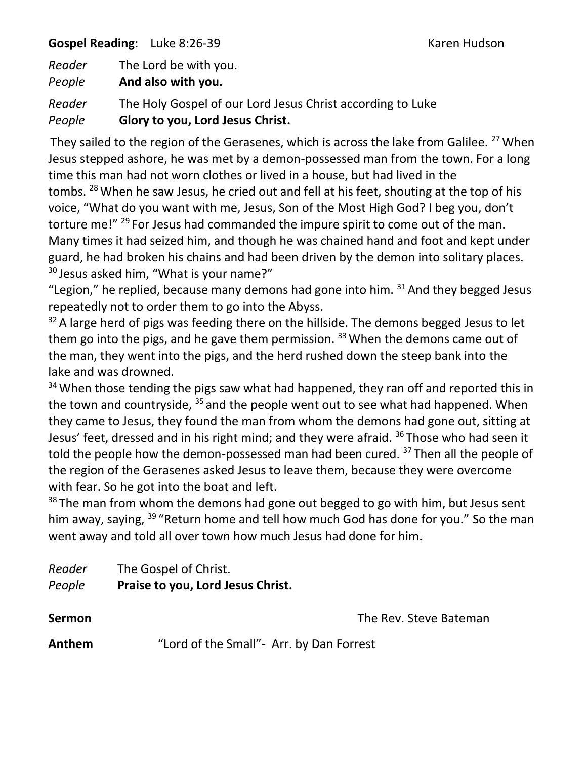**Gospel Reading**: Luke 8:26-39 Karen Hudson

*Reader* The Lord be with you.
*People* **And also with you.**

*Reader* The Holy Gospel of our Lord Jesus Christ according to Luke
*People* **Glory to you, Lord Jesus Christ.**

They sailed to the region of the Gerasenes, which is across the lake from Galilee. [27] When Jesus stepped ashore, he was met by a demon-possessed man from the town. For a long time this man had not worn clothes or lived in a house, but had lived in the tombs. [28] When he saw Jesus, he cried out and fell at his feet, shouting at the top of his voice, "What do you want with me, Jesus, Son of the Most High God? I beg you, don't torture me!" [29] For Jesus had commanded the impure spirit to come out of the man. Many times it had seized him, and though he was chained hand and foot and kept under guard, he had broken his chains and had been driven by the demon into solitary places. [30] Jesus asked him, "What is your name?"

"Legion," he replied, because many demons had gone into him. [31] And they begged Jesus repeatedly not to order them to go into the Abyss.

[32] A large herd of pigs was feeding there on the hillside. The demons begged Jesus to let them go into the pigs, and he gave them permission. [33] When the demons came out of the man, they went into the pigs, and the herd rushed down the steep bank into the lake and was drowned.

[34] When those tending the pigs saw what had happened, they ran off and reported this in the town and countryside, [35] and the people went out to see what had happened. When they came to Jesus, they found the man from whom the demons had gone out, sitting at Jesus' feet, dressed and in his right mind; and they were afraid. [36] Those who had seen it told the people how the demon-possessed man had been cured. [37] Then all the people of the region of the Gerasenes asked Jesus to leave them, because they were overcome with fear. So he got into the boat and left.

[38] The man from whom the demons had gone out begged to go with him, but Jesus sent him away, saying, [39] "Return home and tell how much God has done for you." So the man went away and told all over town how much Jesus had done for him.

*Reader* The Gospel of Christ.
*People* **Praise to you, Lord Jesus Christ.**

**Sermon** The Rev. Steve Bateman

**Anthem** "Lord of the Small"- Arr. by Dan Forrest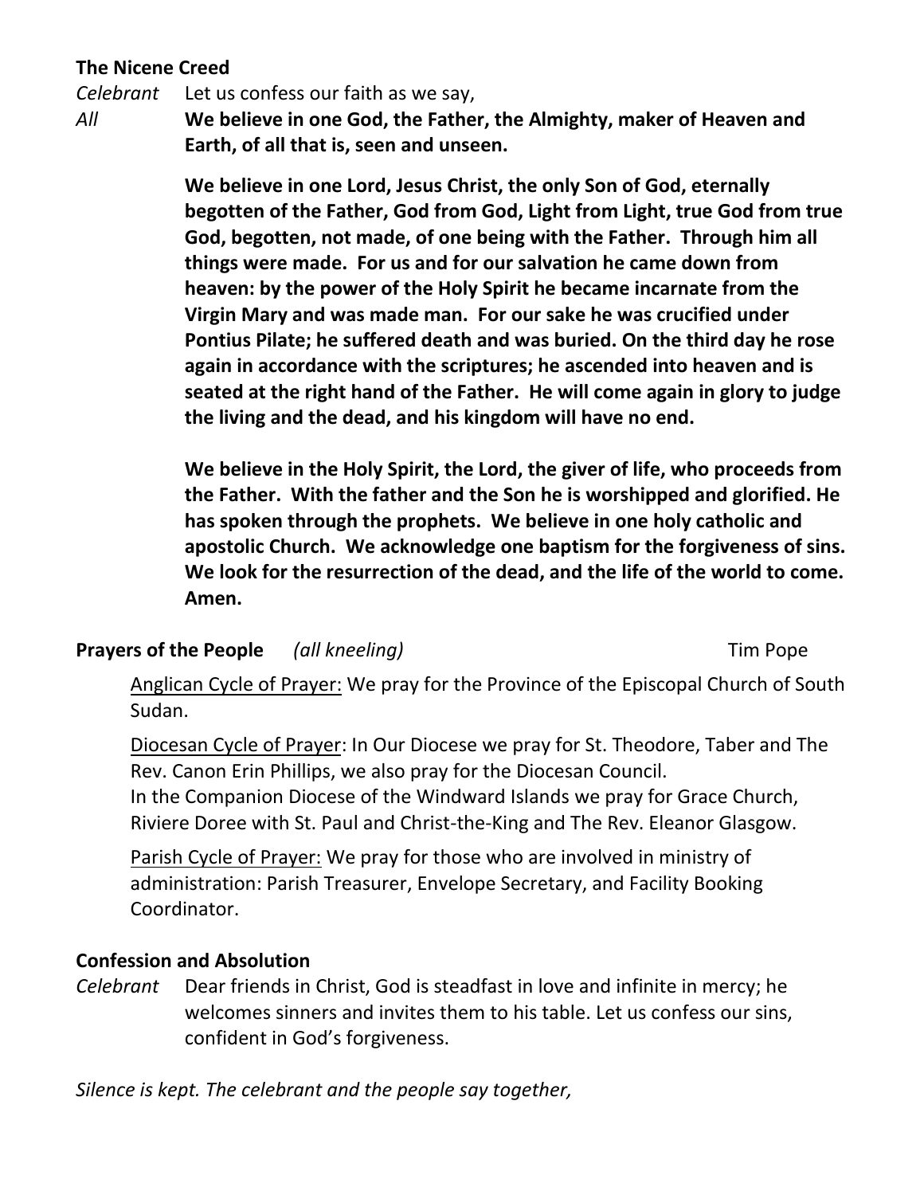**The Nicene Creed**

*Celebrant* Let us confess our faith as we say,

*All* **We believe in one God, the Father, the Almighty, maker of Heaven and Earth, of all that is, seen and unseen.**

**We believe in one Lord, Jesus Christ, the only Son of God, eternally begotten of the Father, God from God, Light from Light, true God from true God, begotten, not made, of one being with the Father. Through him all things were made. For us and for our salvation he came down from heaven: by the power of the Holy Spirit he became incarnate from the Virgin Mary and was made man. For our sake he was crucified under Pontius Pilate; he suffered death and was buried. On the third day he rose again in accordance with the scriptures; he ascended into heaven and is seated at the right hand of the Father. He will come again in glory to judge the living and the dead, and his kingdom will have no end.**

**We believe in the Holy Spirit, the Lord, the giver of life, who proceeds from the Father. With the father and the Son he is worshipped and glorified. He has spoken through the prophets. We believe in one holy catholic and apostolic Church. We acknowledge one baptism for the forgiveness of sins. We look for the resurrection of the dead, and the life of the world to come. Amen.**

**Prayers of the People** *(all kneeling)* Tim Pope

<u>Anglican Cycle of Prayer:</u> We pray for the Province of the Episcopal Church of South Sudan.

<u>Diocesan Cycle of Prayer</u>: In Our Diocese we pray for St. Theodore, Taber and The Rev. Canon Erin Phillips, we also pray for the Diocesan Council.
In the Companion Diocese of the Windward Islands we pray for Grace Church, Riviere Doree with St. Paul and Christ-the-King and The Rev. Eleanor Glasgow.

<u>Parish Cycle of Prayer:</u> We pray for those who are involved in ministry of administration: Parish Treasurer, Envelope Secretary, and Facility Booking Coordinator.

**Confession and Absolution**

*Celebrant* Dear friends in Christ, God is steadfast in love and infinite in mercy; he welcomes sinners and invites them to his table. Let us confess our sins, confident in God's forgiveness.

*Silence is kept. The celebrant and the people say together,*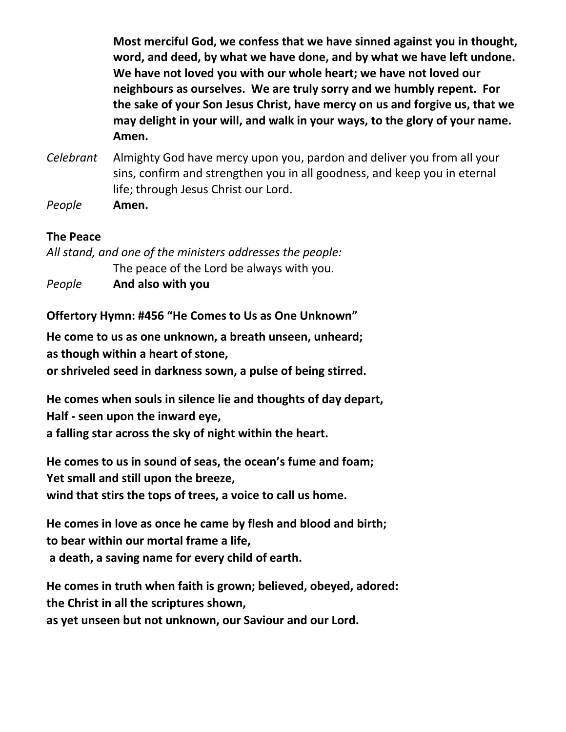**Most merciful God, we confess that we have sinned against you in thought, word, and deed, by what we have done, and by what we have left undone. We have not loved you with our whole heart; we have not loved our neighbours as ourselves. We are truly sorry and we humbly repent. For the sake of your Son Jesus Christ, have mercy on us and forgive us, that we may delight in your will, and walk in your ways, to the glory of your name. Amen.**

*Celebrant* Almighty God have mercy upon you, pardon and deliver you from all your sins, confirm and strengthen you in all goodness, and keep you in eternal life; through Jesus Christ our Lord.

*People* **Amen.**

**The Peace**

*All stand, and one of the ministers addresses the people:*

The peace of the Lord be always with you.

*People* **And also with you**

**Offertory Hymn: #456 "He Comes to Us as One Unknown"**

**He come to us as one unknown, a breath unseen, unheard;**
**as though within a heart of stone,**
**or shriveled seed in darkness sown, a pulse of being stirred.**

**He comes when souls in silence lie and thoughts of day depart,**
**Half - seen upon the inward eye,**
**a falling star across the sky of night within the heart.**

**He comes to us in sound of seas, the ocean's fume and foam;**
**Yet small and still upon the breeze,**
**wind that stirs the tops of trees, a voice to call us home.**

**He comes in love as once he came by flesh and blood and birth;**
**to bear within our mortal frame a life,**
**a death, a saving name for every child of earth.**

**He comes in truth when faith is grown; believed, obeyed, adored:**
**the Christ in all the scriptures shown,**
**as yet unseen but not unknown, our Saviour and our Lord.**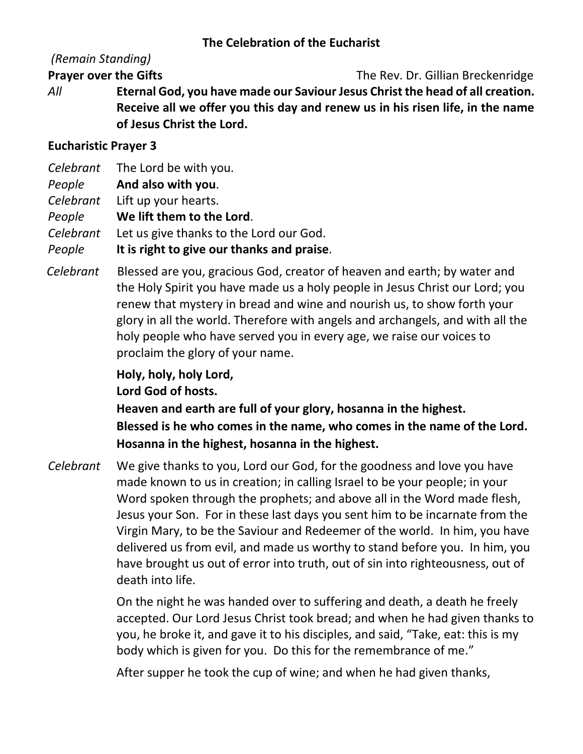**The Celebration of the Eucharist**

*(Remain Standing)*

**Prayer over the Gifts** The Rev. Dr. Gillian Breckenridge

*All* **Eternal God, you have made our Saviour Jesus Christ the head of all creation. Receive all we offer you this day and renew us in his risen life, in the name of Jesus Christ the Lord.**

**Eucharistic Prayer 3**

*Celebrant* The Lord be with you.
*People* **And also with you**.
*Celebrant* Lift up your hearts.
*People* **We lift them to the Lord**.
*Celebrant* Let us give thanks to the Lord our God.
*People* **It is right to give our thanks and praise**.

*Celebrant* Blessed are you, gracious God, creator of heaven and earth; by water and the Holy Spirit you have made us a holy people in Jesus Christ our Lord; you renew that mystery in bread and wine and nourish us, to show forth your glory in all the world. Therefore with angels and archangels, and with all the holy people who have served you in every age, we raise our voices to proclaim the glory of your name.

**Holy, holy, holy Lord,**
**Lord God of hosts.**
**Heaven and earth are full of your glory, hosanna in the highest.**
**Blessed is he who comes in the name, who comes in the name of the Lord.**
**Hosanna in the highest, hosanna in the highest.**

*Celebrant* We give thanks to you, Lord our God, for the goodness and love you have made known to us in creation; in calling Israel to be your people; in your Word spoken through the prophets; and above all in the Word made flesh, Jesus your Son. For in these last days you sent him to be incarnate from the Virgin Mary, to be the Saviour and Redeemer of the world. In him, you have delivered us from evil, and made us worthy to stand before you. In him, you have brought us out of error into truth, out of sin into righteousness, out of death into life.

On the night he was handed over to suffering and death, a death he freely accepted. Our Lord Jesus Christ took bread; and when he had given thanks to you, he broke it, and gave it to his disciples, and said, "Take, eat: this is my body which is given for you. Do this for the remembrance of me."

After supper he took the cup of wine; and when he had given thanks,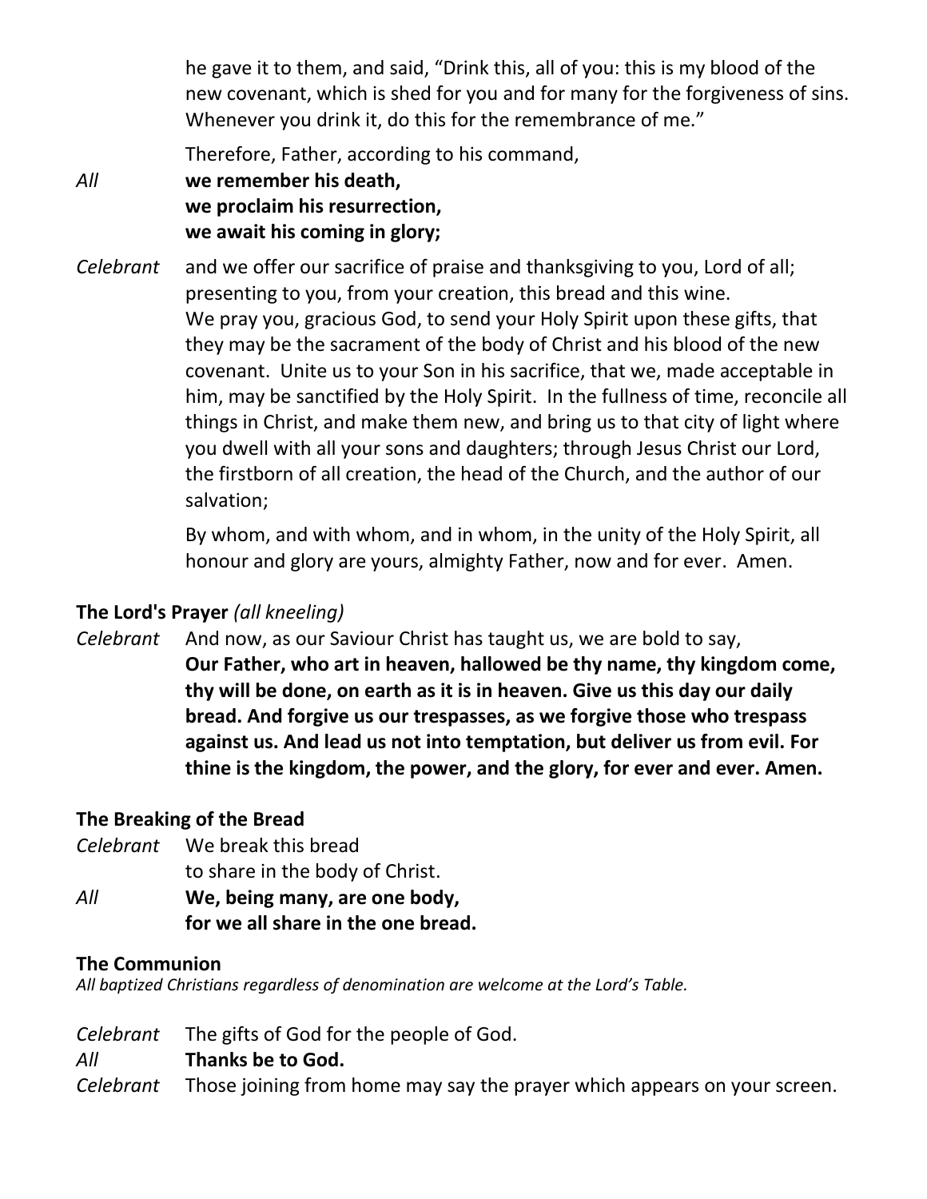he gave it to them, and said, "Drink this, all of you: this is my blood of the new covenant, which is shed for you and for many for the forgiveness of sins. Whenever you drink it, do this for the remembrance of me."

Therefore, Father, according to his command,

*All* **we remember his death,**
**we proclaim his resurrection,**
**we await his coming in glory;**

*Celebrant* and we offer our sacrifice of praise and thanksgiving to you, Lord of all; presenting to you, from your creation, this bread and this wine.
We pray you, gracious God, to send your Holy Spirit upon these gifts, that they may be the sacrament of the body of Christ and his blood of the new covenant. Unite us to your Son in his sacrifice, that we, made acceptable in him, may be sanctified by the Holy Spirit. In the fullness of time, reconcile all things in Christ, and make them new, and bring us to that city of light where you dwell with all your sons and daughters; through Jesus Christ our Lord, the firstborn of all creation, the head of the Church, and the author of our salvation;

By whom, and with whom, and in whom, in the unity of the Holy Spirit, all honour and glory are yours, almighty Father, now and for ever. Amen.

**The Lord's Prayer** *(all kneeling)*

*Celebrant* And now, as our Saviour Christ has taught us, we are bold to say,
**Our Father, who art in heaven, hallowed be thy name, thy kingdom come, thy will be done, on earth as it is in heaven. Give us this day our daily bread. And forgive us our trespasses, as we forgive those who trespass against us. And lead us not into temptation, but deliver us from evil. For thine is the kingdom, the power, and the glory, for ever and ever. Amen.**

**The Breaking of the Bread**

*Celebrant* We break this bread
to share in the body of Christ.

*All* **We, being many, are one body,**
**for we all share in the one bread.**

**The Communion**

*All baptized Christians regardless of denomination are welcome at the Lord's Table.*

*Celebrant* The gifts of God for the people of God.

*All* **Thanks be to God.**

*Celebrant* Those joining from home may say the prayer which appears on your screen.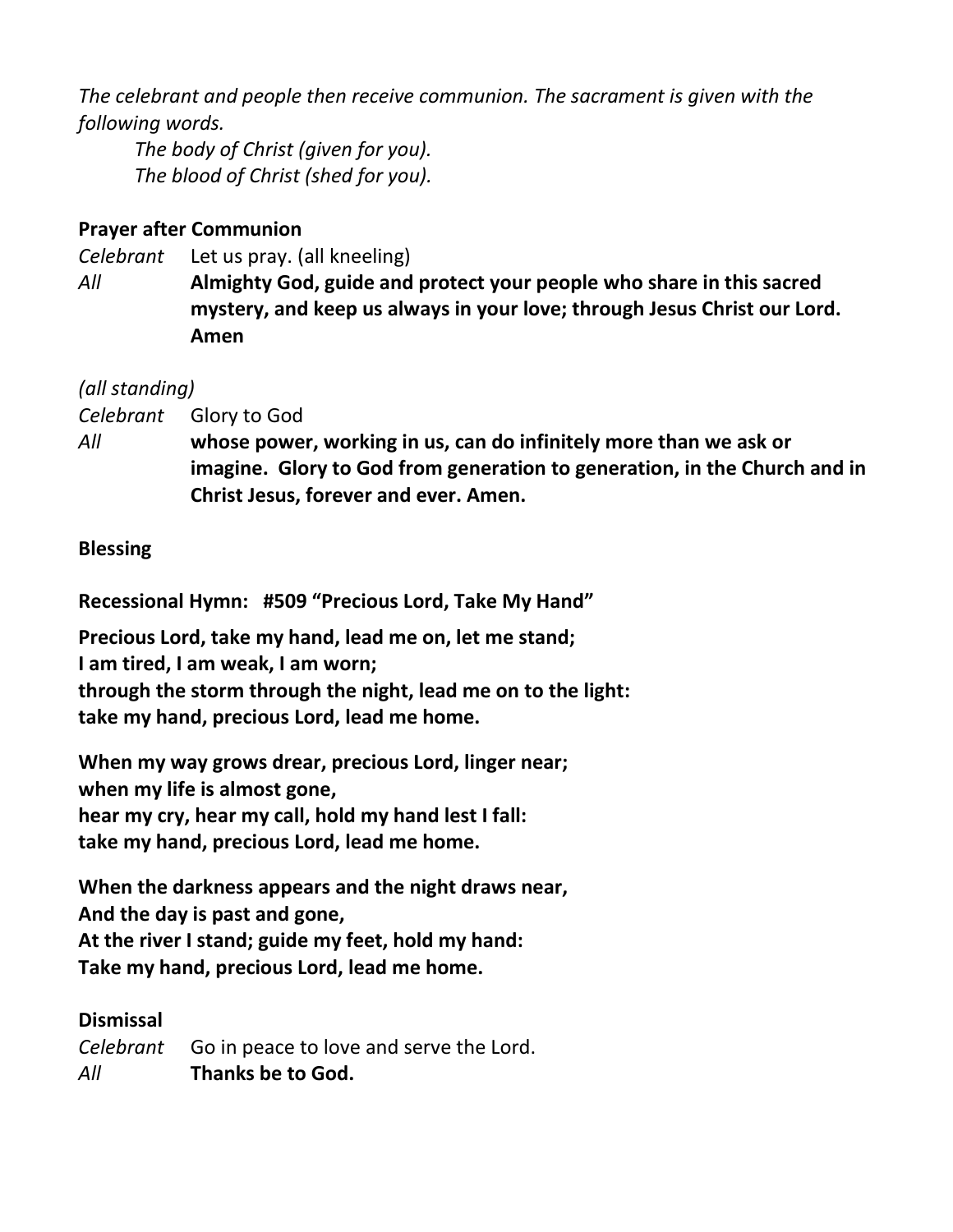*The celebrant and people then receive communion. The sacrament is given with the following words.*

*The body of Christ (given for you).*
*The blood of Christ (shed for you).*

**Prayer after Communion**

*Celebrant* Let us pray. (all kneeling)

*All* **Almighty God, guide and protect your people who share in this sacred mystery, and keep us always in your love; through Jesus Christ our Lord. Amen**

*(all standing)*

*Celebrant* Glory to God

*All* **whose power, working in us, can do infinitely more than we ask or imagine. Glory to God from generation to generation, in the Church and in Christ Jesus, forever and ever. Amen.**

**Blessing**

**Recessional Hymn: #509 "Precious Lord, Take My Hand"**

**Precious Lord, take my hand, lead me on, let me stand;**
**I am tired, I am weak, I am worn;**
**through the storm through the night, lead me on to the light:**
**take my hand, precious Lord, lead me home.**

**When my way grows drear, precious Lord, linger near;**
**when my life is almost gone,**
**hear my cry, hear my call, hold my hand lest I fall:**
**take my hand, precious Lord, lead me home.**

**When the darkness appears and the night draws near,**
**And the day is past and gone,**
**At the river I stand; guide my feet, hold my hand:**
**Take my hand, precious Lord, lead me home.**

**Dismissal**

*Celebrant* Go in peace to love and serve the Lord.

*All* **Thanks be to God.**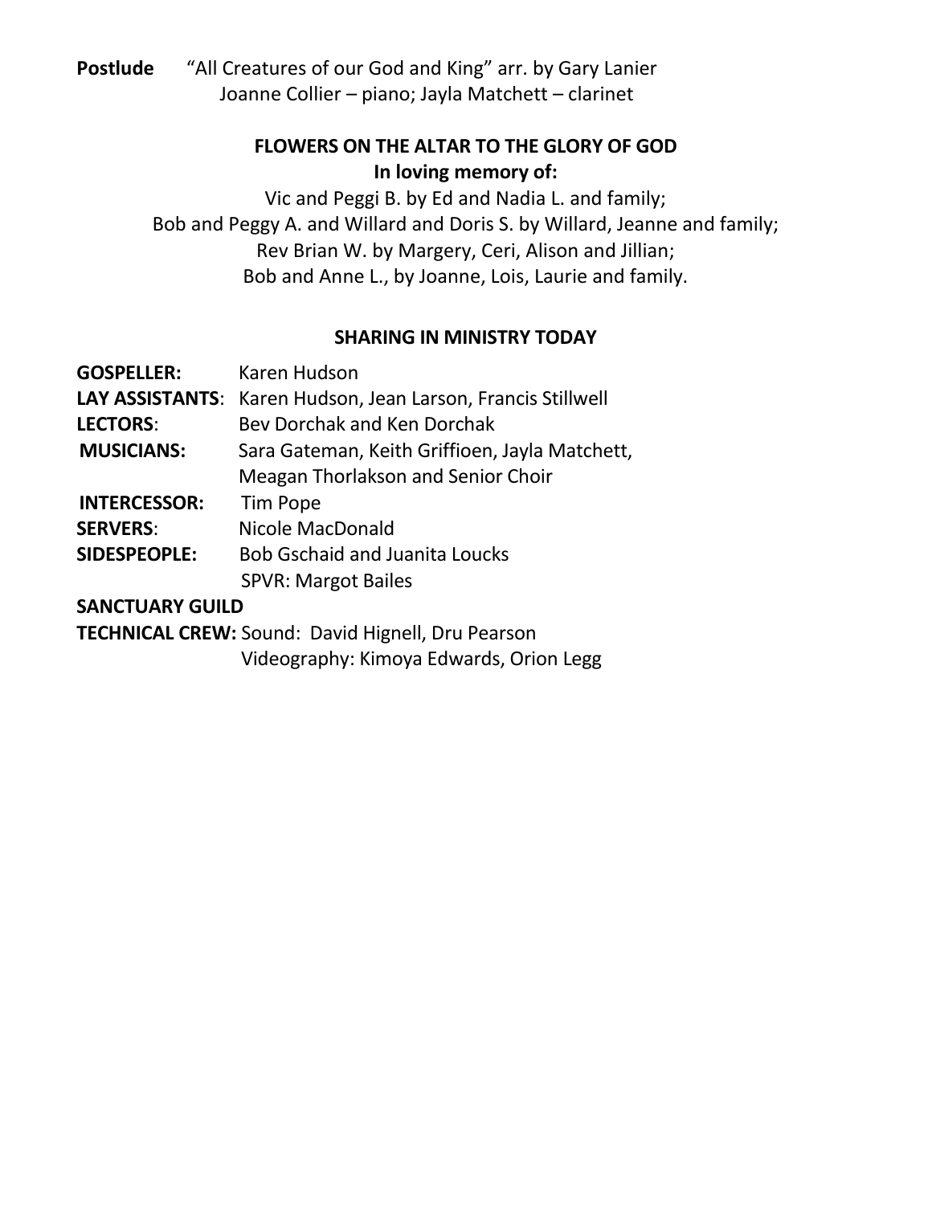**Postlude** "All Creatures of our God and King" arr. by Gary Lanier
Joanne Collier – piano; Jayla Matchett – clarinet

**FLOWERS ON THE ALTAR TO THE GLORY OF GOD**
**In loving memory of:**

Vic and Peggi B. by Ed and Nadia L. and family;
Bob and Peggy A. and Willard and Doris S. by Willard, Jeanne and family;
Rev Brian W. by Margery, Ceri, Alison and Jillian;
Bob and Anne L., by Joanne, Lois, Laurie and family.

**SHARING IN MINISTRY TODAY**

**GOSPELLER:** Karen Hudson
**LAY ASSISTANTS**: Karen Hudson, Jean Larson, Francis Stillwell
**LECTORS**: Bev Dorchak and Ken Dorchak
**MUSICIANS:** Sara Gateman, Keith Griffioen, Jayla Matchett, Meagan Thorlakson and Senior Choir
**INTERCESSOR:** Tim Pope
**SERVERS**: Nicole MacDonald
**SIDESPEOPLE:** Bob Gschaid and Juanita Loucks
SPVR: Margot Bailes
**SANCTUARY GUILD**
**TECHNICAL CREW:** Sound: David Hignell, Dru Pearson
Videography: Kimoya Edwards, Orion Legg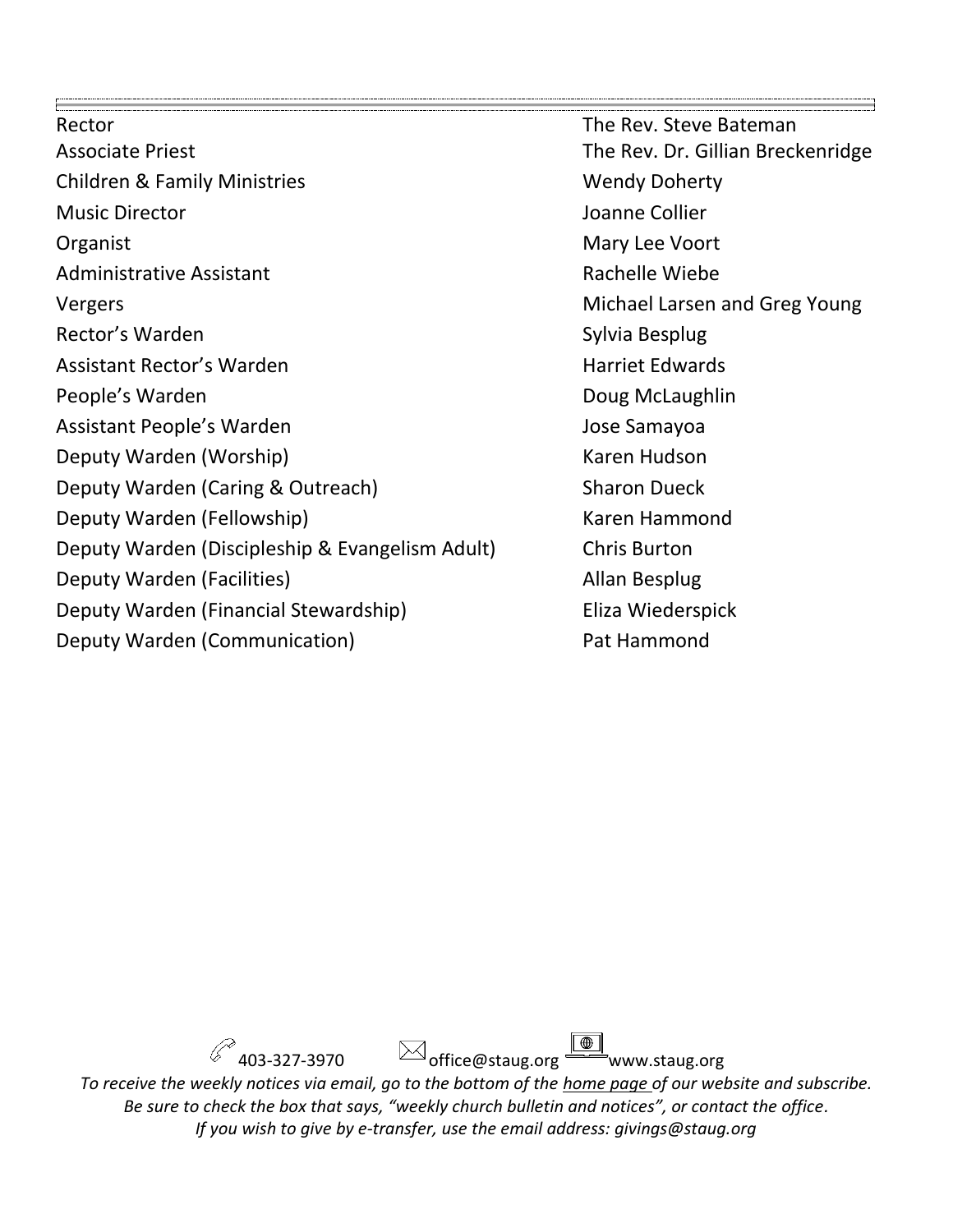| | |
|---|---|
| Rector | The Rev. Steve Bateman |
| Associate Priest | The Rev. Dr. Gillian Breckenridge |
| Children & Family Ministries | Wendy Doherty |
| Music Director | Joanne Collier |
| Organist | Mary Lee Voort |
| Administrative Assistant | Rachelle Wiebe |
| Vergers | Michael Larsen and Greg Young |
| Rector's Warden | Sylvia Besplug |
| Assistant Rector's Warden | Harriet Edwards |
| People's Warden | Doug McLaughlin |
| Assistant People's Warden | Jose Samayoa |
| Deputy Warden (Worship) | Karen Hudson |
| Deputy Warden (Caring & Outreach) | Sharon Dueck |
| Deputy Warden (Fellowship) | Karen Hammond |
| Deputy Warden (Discipleship & Evangelism Adult) | Chris Burton |
| Deputy Warden (Facilities) | Allan Besplug |
| Deputy Warden (Financial Stewardship) | Eliza Wiederspick |
| Deputy Warden (Communication) | Pat Hammond |

403-327-3970 office@staug.org www.staug.org

*To receive the weekly notices via email, go to the bottom of the home page of our website and subscribe.*
*Be sure to check the box that says, "weekly church bulletin and notices", or contact the office.*
*If you wish to give by e-transfer, use the email address: givings@staug.org*